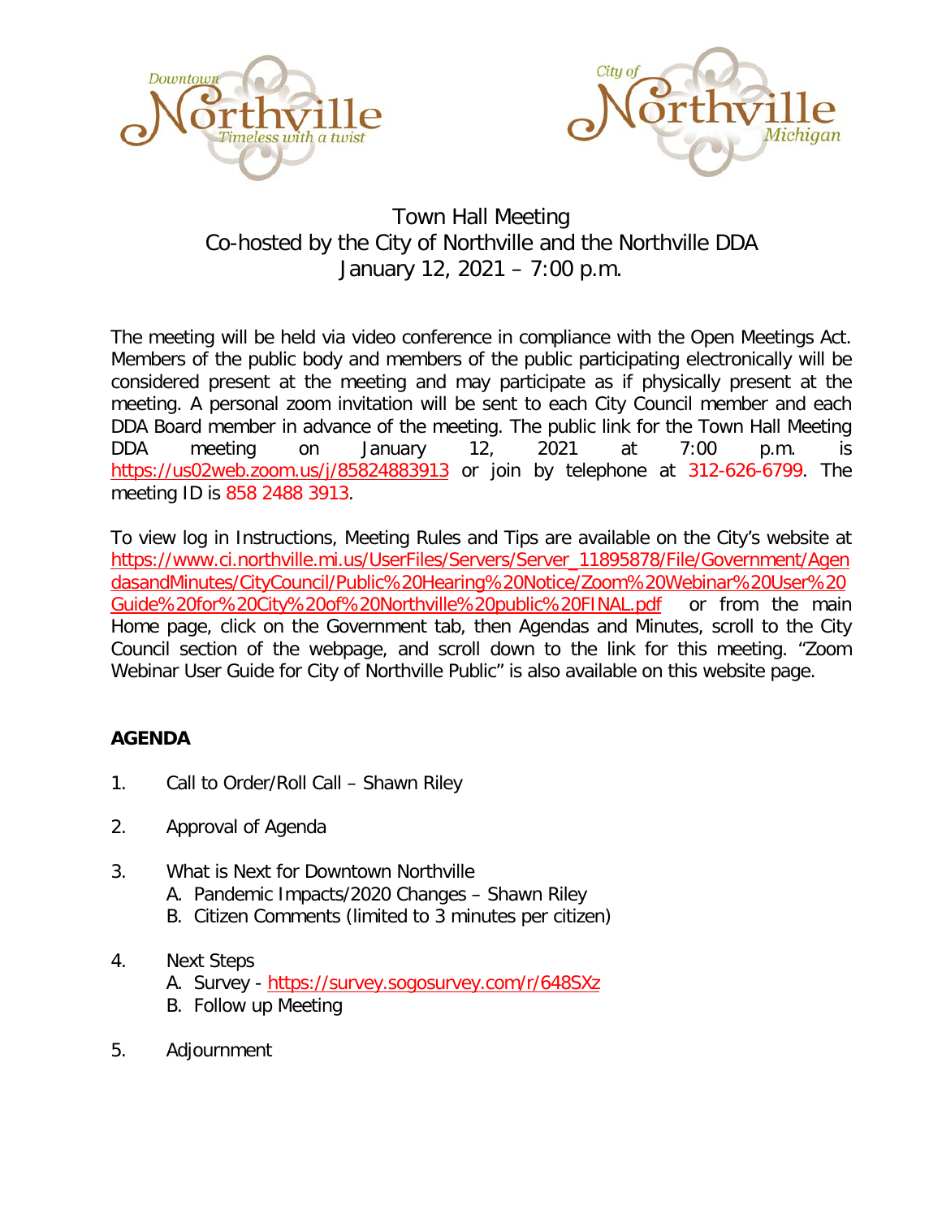# Town Hall Meeting
## Co-hosted by the City of Northville and the Northville DDA
## January 12, 2021 – 7:00 p.m.

The meeting will be held via video conference in compliance with the Open Meetings Act. Members of the public body and members of the public participating electronically will be considered present at the meeting and may participate as if physically present at the meeting. A personal zoom invitation will be sent to each City Council member and each DDA Board member in advance of the meeting. The public link for the Town Hall Meeting DDA meeting on January 12, 2021 at 7:00 p.m. is https://us02web.zoom.us/j/85824883913 or join by telephone at 312-626-6799. The meeting ID is 858 2488 3913.

To view log in Instructions, Meeting Rules and Tips are available on the City's website at https://www.ci.northville.mi.us/UserFiles/Servers/Server_11895878/File/Government/AgendasandMinutes/CityCouncil/Public%20Hearing%20Notice/Zoom%20Webinar%20User%20Guide%20for%20City%20of%20Northville%20public%20FINAL.pdf or from the main Home page, click on the Government tab, then Agendas and Minutes, scroll to the City Council section of the webpage, and scroll down to the link for this meeting. "Zoom Webinar User Guide for City of Northville Public" is also available on this website page.

**AGENDA**

1. Call to Order/Roll Call – Shawn Riley

2. Approval of Agenda

3. What is Next for Downtown Northville
   - A. Pandemic Impacts/2020 Changes – Shawn Riley
   - B. Citizen Comments (limited to 3 minutes per citizen)

4. Next Steps
   - A. Survey - https://survey.sogosurvey.com/r/648SXz
   - B. Follow up Meeting

5. Adjournment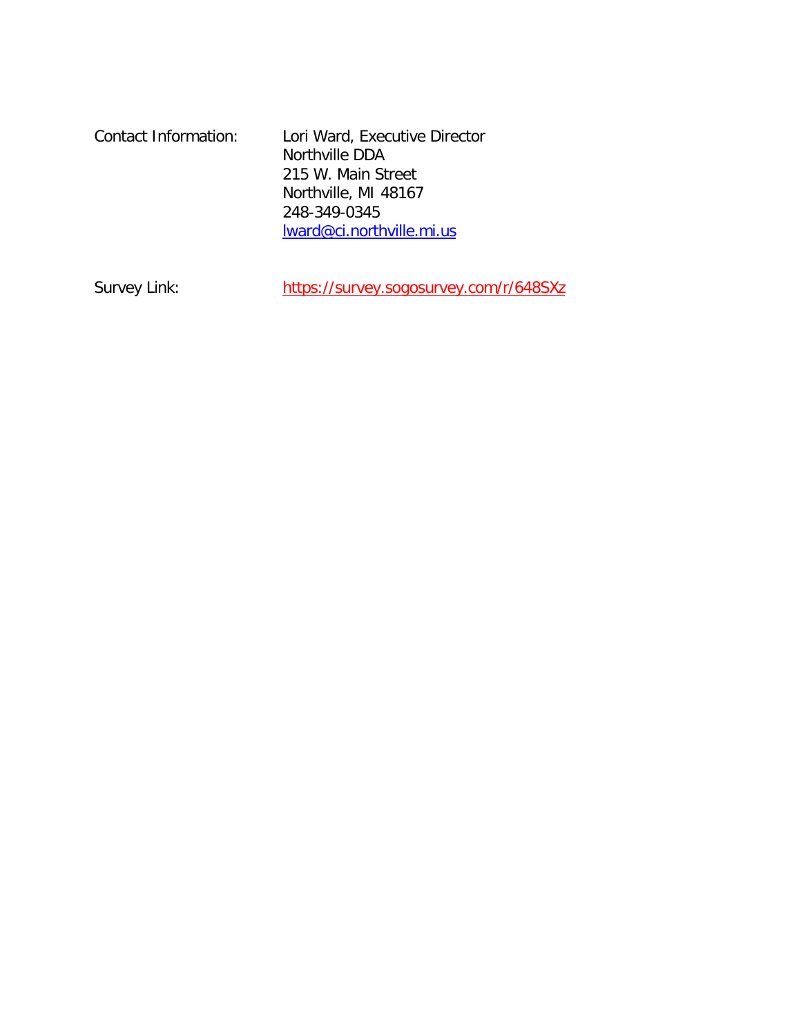Contact Information: Lori Ward, Executive Director
Northville DDA
215 W. Main Street
Northville, MI 48167
248-349-0345
lward@ci.northville.mi.us

Survey Link: https://survey.sogosurvey.com/r/648SXz